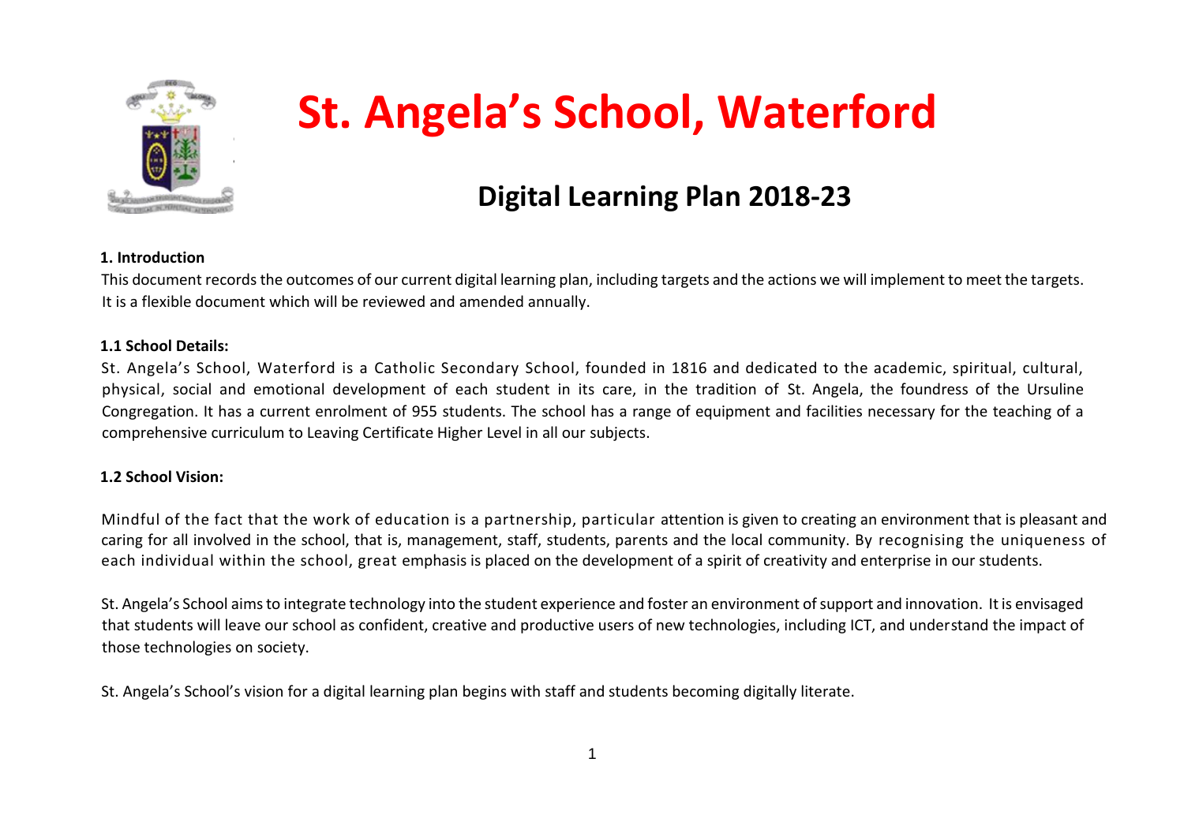# St. Angela's School, Waterford

## Digital Learning Plan 2018-23

**1. Introduction**

This document records the outcomes of our current digital learning plan, including targets and the actions we will implement to meet the targets. It is a flexible document which will be reviewed and amended annually.

**1.1 School Details:**

St. Angela's School, Waterford is a Catholic Secondary School, founded in 1816 and dedicated to the academic, spiritual, cultural, physical, social and emotional development of each student in its care, in the tradition of St. Angela, the foundress of the Ursuline Congregation. It has a current enrolment of 955 students. The school has a range of equipment and facilities necessary for the teaching of a comprehensive curriculum to Leaving Certificate Higher Level in all our subjects.

**1.2 School Vision:**

Mindful of the fact that the work of education is a partnership, particular attention is given to creating an environment that is pleasant and caring for all involved in the school, that is, management, staff, students, parents and the local community. By recognising the uniqueness of each individual within the school, great emphasis is placed on the development of a spirit of creativity and enterprise in our students.

St. Angela's School aims to integrate technology into the student experience and foster an environment of support and innovation. It is envisaged that students will leave our school as confident, creative and productive users of new technologies, including ICT, and understand the impact of those technologies on society.

St. Angela's School's vision for a digital learning plan begins with staff and students becoming digitally literate.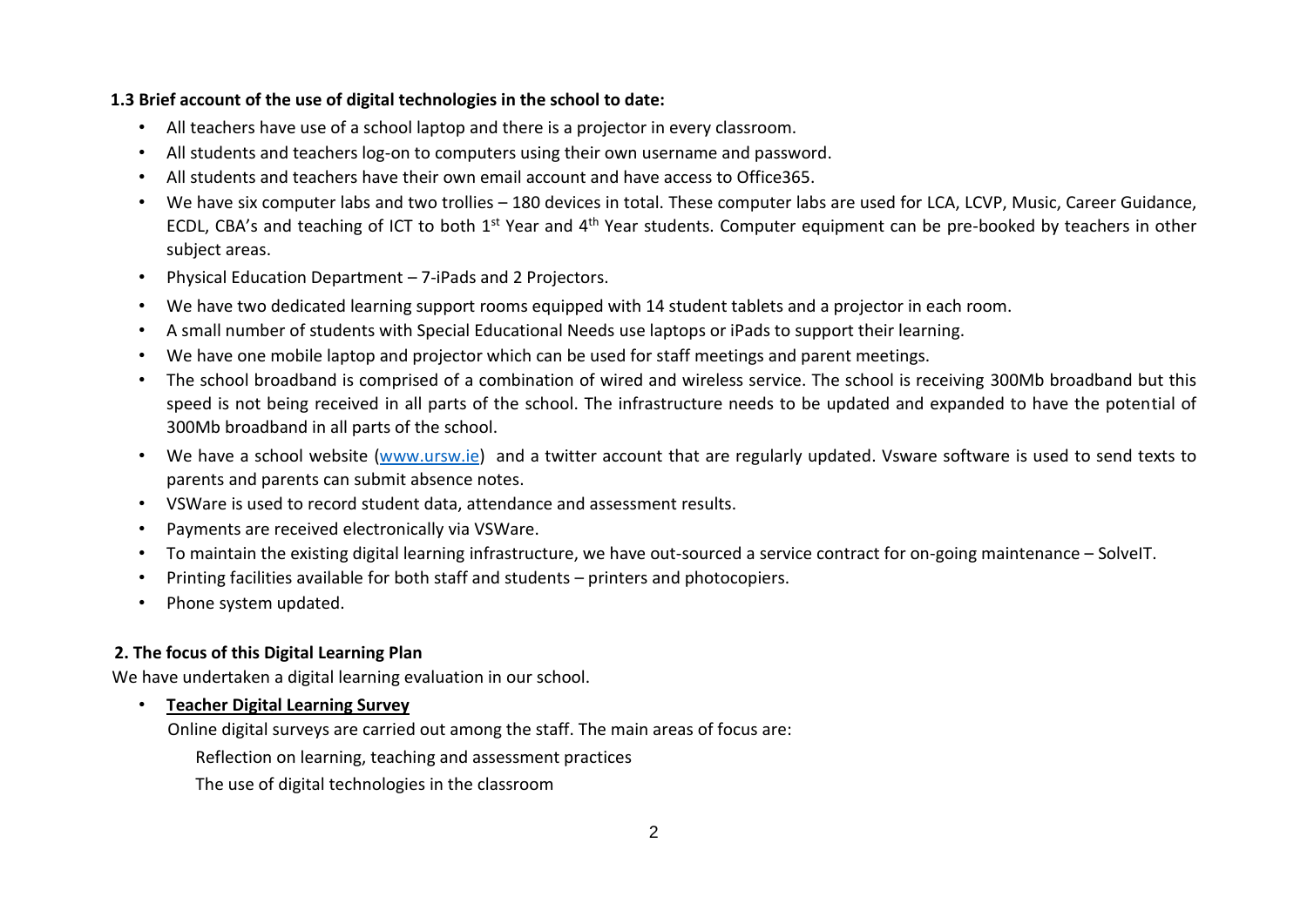### 1.3 Brief account of the use of digital technologies in the school to date:

- All teachers have use of a school laptop and there is a projector in every classroom.
- All students and teachers log-on to computers using their own username and password.
- All students and teachers have their own email account and have access to Office365.
- We have six computer labs and two trollies – 180 devices in total. These computer labs are used for LCA, LCVP, Music, Career Guidance, ECDL, CBA's and teaching of ICT to both 1st Year and 4th Year students. Computer equipment can be pre-booked by teachers in other subject areas.
- Physical Education Department – 7-iPads and 2 Projectors.
- We have two dedicated learning support rooms equipped with 14 student tablets and a projector in each room.
- A small number of students with Special Educational Needs use laptops or iPads to support their learning.
- We have one mobile laptop and projector which can be used for staff meetings and parent meetings.
- The school broadband is comprised of a combination of wired and wireless service. The school is receiving 300Mb broadband but this speed is not being received in all parts of the school. The infrastructure needs to be updated and expanded to have the potential of 300Mb broadband in all parts of the school.
- We have a school website (www.ursw.ie) and a twitter account that are regularly updated. Vsware software is used to send texts to parents and parents can submit absence notes.
- VSWare is used to record student data, attendance and assessment results.
- Payments are received electronically via VSWare.
- To maintain the existing digital learning infrastructure, we have out-sourced a service contract for on-going maintenance – SolveIT.
- Printing facilities available for both staff and students – printers and photocopiers.
- Phone system updated.

### 2. The focus of this Digital Learning Plan

We have undertaken a digital learning evaluation in our school.

- **Teacher Digital Learning Survey**

  Online digital surveys are carried out among the staff. The main areas of focus are:

  Reflection on learning, teaching and assessment practices

  The use of digital technologies in the classroom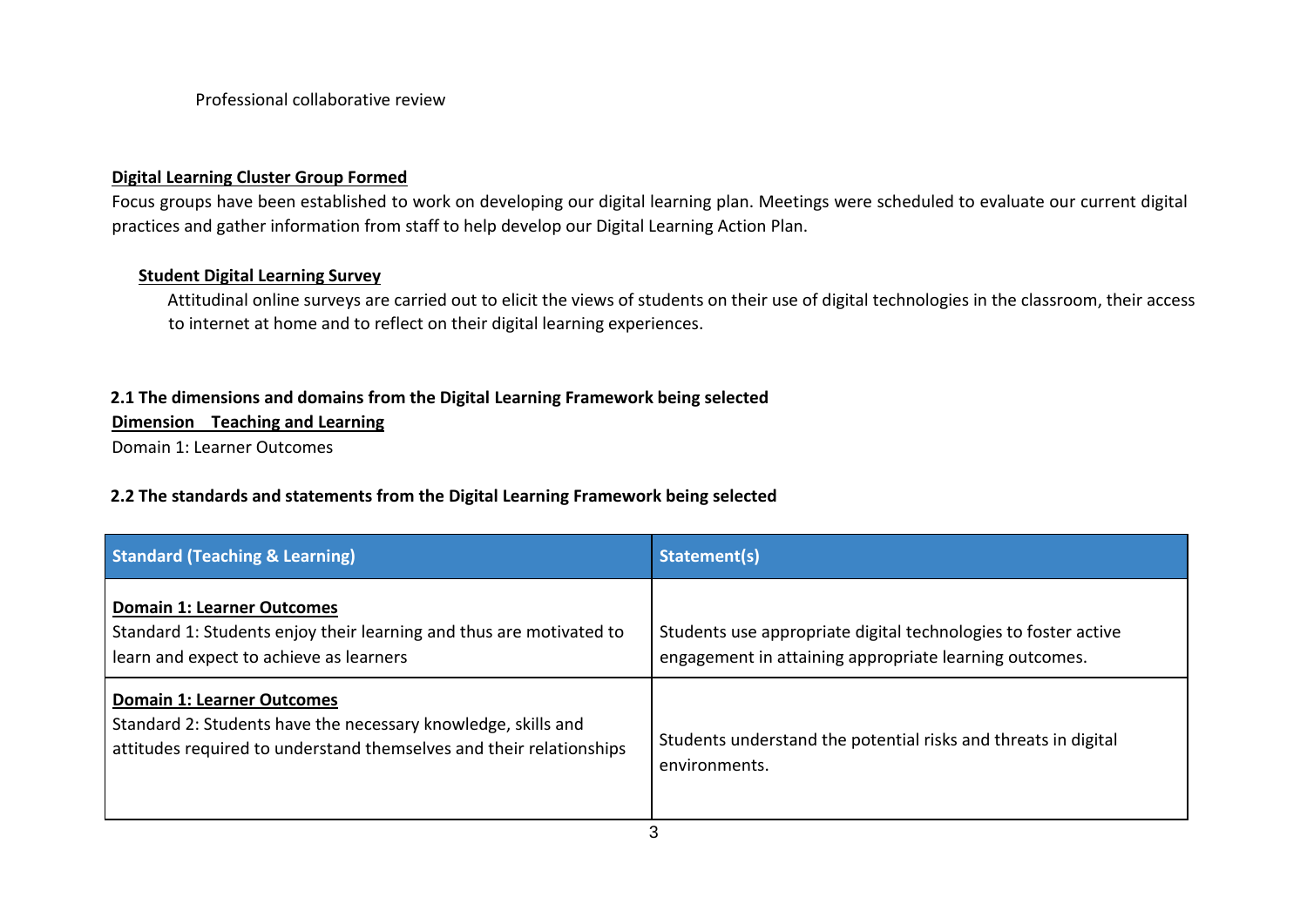Professional collaborative review

**Digital Learning Cluster Group Formed**

Focus groups have been established to work on developing our digital learning plan. Meetings were scheduled to evaluate our current digital practices and gather information from staff to help develop our Digital Learning Action Plan.

**Student Digital Learning Survey**

Attitudinal online surveys are carried out to elicit the views of students on their use of digital technologies in the classroom, their access to internet at home and to reflect on their digital learning experiences.

### 2.1 The dimensions and domains from the Digital Learning Framework being selected

**Dimension Teaching and Learning**

Domain 1: Learner Outcomes

### 2.2 The standards and statements from the Digital Learning Framework being selected

| Standard (Teaching & Learning) | Statement(s) |
|---|---|
| **Domain 1: Learner Outcomes**<br>Standard 1: Students enjoy their learning and thus are motivated to learn and expect to achieve as learners | Students use appropriate digital technologies to foster active engagement in attaining appropriate learning outcomes. |
| **Domain 1: Learner Outcomes**<br>Standard 2: Students have the necessary knowledge, skills and attitudes required to understand themselves and their relationships | Students understand the potential risks and threats in digital environments. |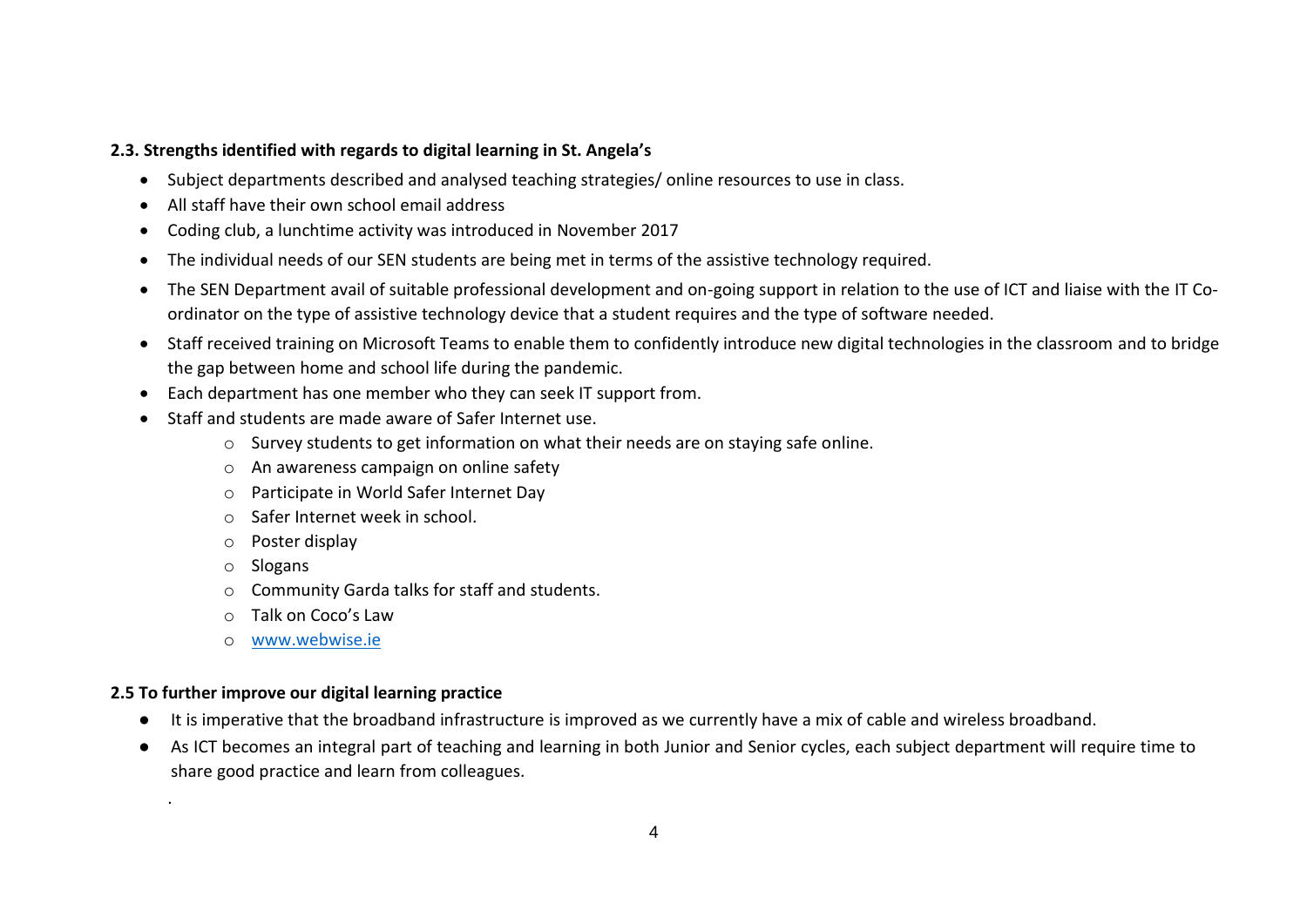### 2.3. Strengths identified with regards to digital learning in St. Angela's

- Subject departments described and analysed teaching strategies/ online resources to use in class.
- All staff have their own school email address
- Coding club, a lunchtime activity was introduced in November 2017
- The individual needs of our SEN students are being met in terms of the assistive technology required.
- The SEN Department avail of suitable professional development and on-going support in relation to the use of ICT and liaise with the IT Co-ordinator on the type of assistive technology device that a student requires and the type of software needed.
- Staff received training on Microsoft Teams to enable them to confidently introduce new digital technologies in the classroom and to bridge the gap between home and school life during the pandemic.
- Each department has one member who they can seek IT support from.
- Staff and students are made aware of Safer Internet use.
  - Survey students to get information on what their needs are on staying safe online.
  - An awareness campaign on online safety
  - Participate in World Safer Internet Day
  - Safer Internet week in school.
  - Poster display
  - Slogans
  - Community Garda talks for staff and students.
  - Talk on Coco's Law
  - [www.webwise.ie](http://www.webwise.ie)

### 2.5 To further improve our digital learning practice

- It is imperative that the broadband infrastructure is improved as we currently have a mix of cable and wireless broadband.
- As ICT becomes an integral part of teaching and learning in both Junior and Senior cycles, each subject department will require time to share good practice and learn from colleagues.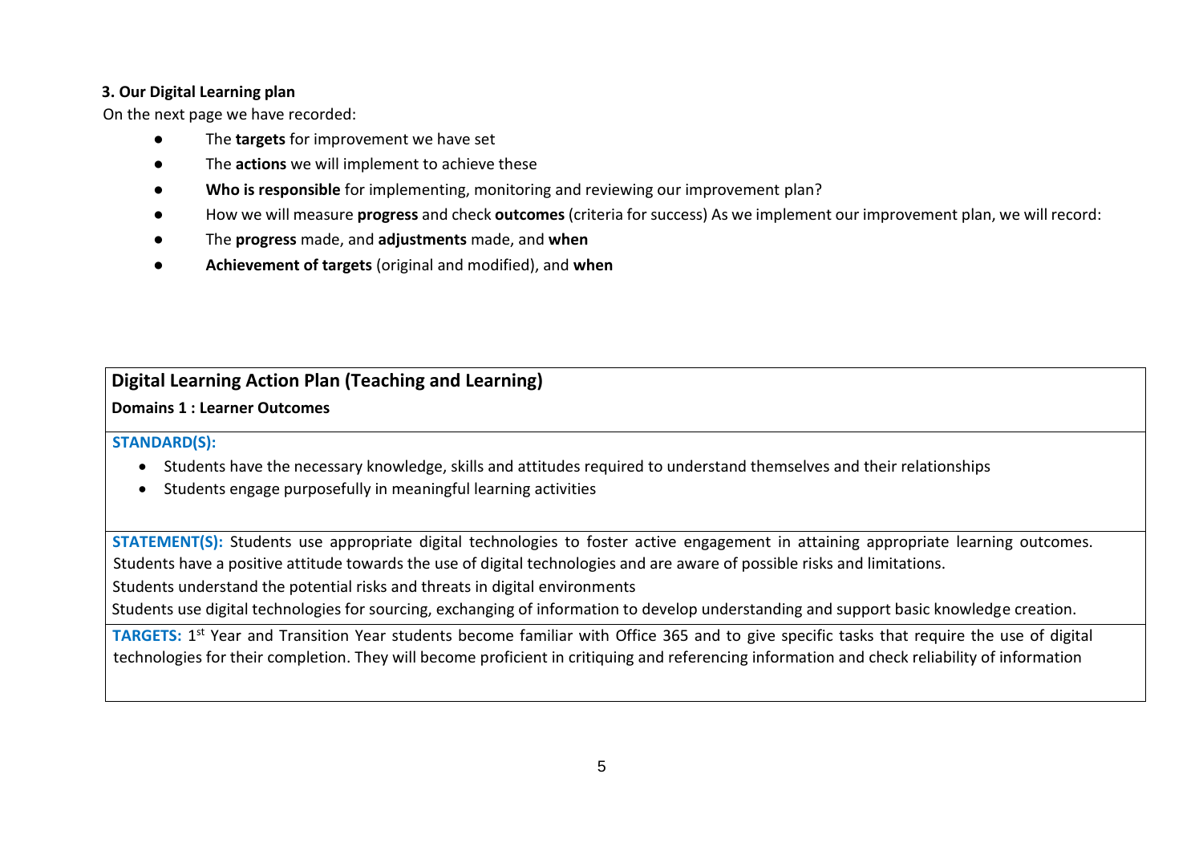### 3. Our Digital Learning plan

On the next page we have recorded:

- The **targets** for improvement we have set
- The **actions** we will implement to achieve these
- **Who is responsible** for implementing, monitoring and reviewing our improvement plan?
- How we will measure **progress** and check **outcomes** (criteria for success) As we implement our improvement plan, we will record:
- The **progress** made, and **adjustments** made, and **when**
- **Achievement of targets** (original and modified), and **when**

| **Digital Learning Action Plan (Teaching and Learning)**<br>**Domains 1 : Learner Outcomes** |
|---|
| **STANDARD(S):**<br>• Students have the necessary knowledge, skills and attitudes required to understand themselves and their relationships<br>• Students engage purposefully in meaningful learning activities |
| **STATEMENT(S):** Students use appropriate digital technologies to foster active engagement in attaining appropriate learning outcomes. Students have a positive attitude towards the use of digital technologies and are aware of possible risks and limitations.<br>Students understand the potential risks and threats in digital environments<br>Students use digital technologies for sourcing, exchanging of information to develop understanding and support basic knowledge creation. |
| **TARGETS:** 1st Year and Transition Year students become familiar with Office 365 and to give specific tasks that require the use of digital technologies for their completion. They will become proficient in critiquing and referencing information and check reliability of information |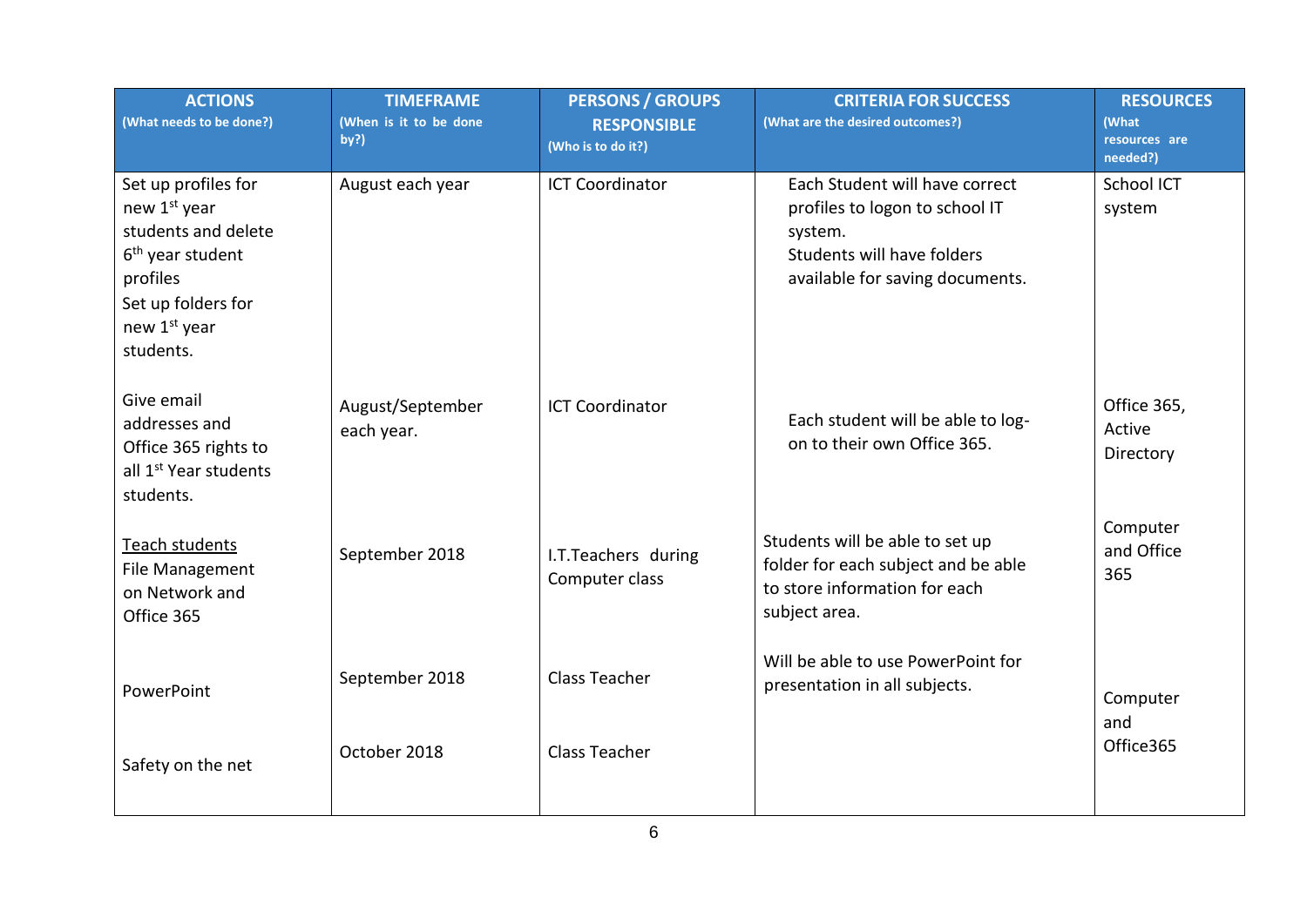| **ACTIONS** (What needs to be done?) | **TIMEFRAME** (When is it to be done by?) | **PERSONS / GROUPS RESPONSIBLE** (Who is to do it?) | **CRITERIA FOR SUCCESS** (What are the desired outcomes?) | **RESOURCES** (What resources are needed?) |
|---|---|---|---|---|
| Set up profiles for new 1st year students and delete 6th year student profiles<br>Set up folders for new 1st year students. | August each year | ICT Coordinator | Each Student will have correct profiles to logon to school IT system.<br>Students will have folders available for saving documents. | School ICT system |
| Give email addresses and Office 365 rights to all 1st Year students students. | August/September each year. | ICT Coordinator | Each student will be able to log-on to their own Office 365. | Office 365, Active Directory |
| Teach students File Management on Network and Office 365 | September 2018 | I.T.Teachers during Computer class | Students will be able to set up folder for each subject and be able to store information for each subject area. | Computer and Office 365 |
| PowerPoint | September 2018 | Class Teacher | Will be able to use PowerPoint for presentation in all subjects. | Computer and Office365 |
| Safety on the net | October 2018 | Class Teacher | | |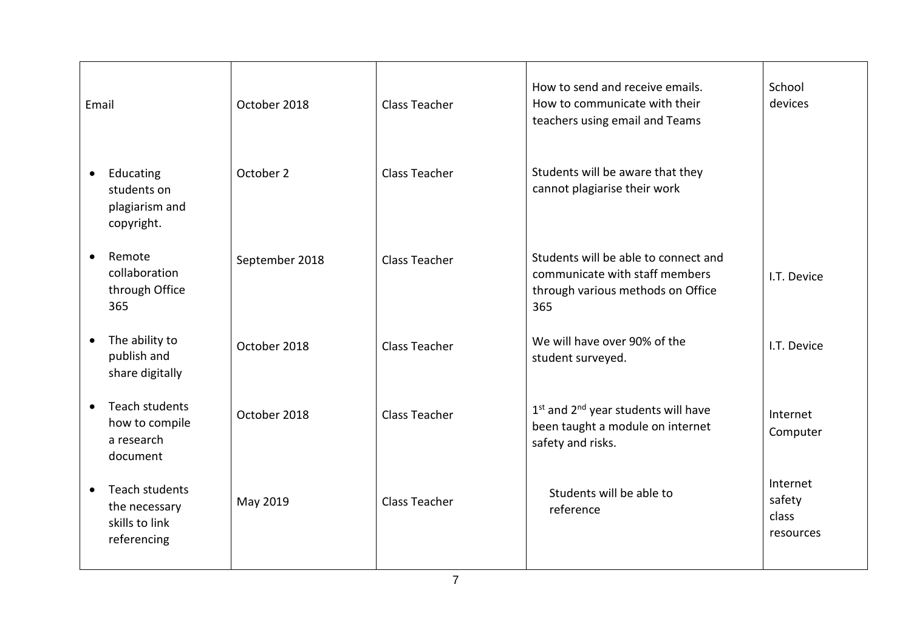| | | | | |
|---|---|---|---|---|
| Email | October 2018 | Class Teacher | How to send and receive emails. How to communicate with their teachers using email and Teams | School devices |
| • Educating students on plagiarism and copyright. | October 2 | Class Teacher | Students will be aware that they cannot plagiarise their work | |
| • Remote collaboration through Office 365 | September 2018 | Class Teacher | Students will be able to connect and communicate with staff members through various methods on Office 365 | I.T. Device |
| • The ability to publish and share digitally | October 2018 | Class Teacher | We will have over 90% of the student surveyed. | I.T. Device |
| • Teach students how to compile a research document | October 2018 | Class Teacher | 1st and 2nd year students will have been taught a module on internet safety and risks. | Internet Computer |
| • Teach students the necessary skills to link referencing | May 2019 | Class Teacher | Students will be able to reference | Internet safety class resources |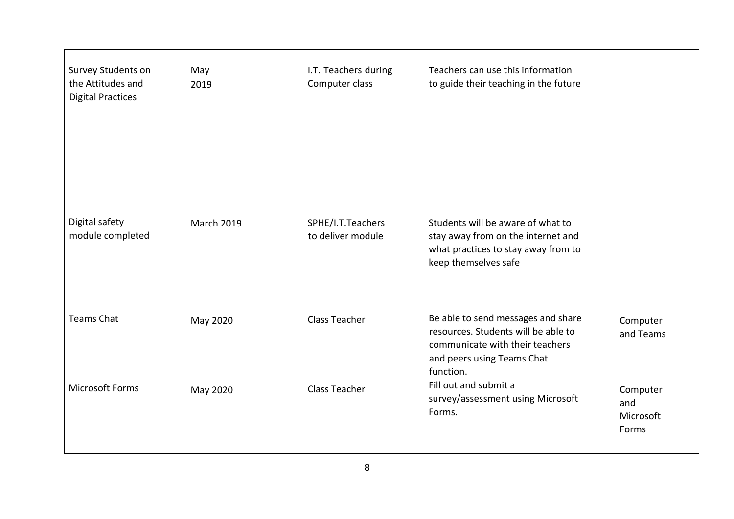| | | | | |
|---|---|---|---|---|
| Survey Students on the Attitudes and Digital Practices | May 2019 | I.T. Teachers during Computer class | Teachers can use this information to guide their teaching in the future | |
| Digital safety module completed | March 2019 | SPHE/I.T.Teachers to deliver module | Students will be aware of what to stay away from on the internet and what practices to stay away from to keep themselves safe | |
| Teams Chat | May 2020 | Class Teacher | Be able to send messages and share resources. Students will be able to communicate with their teachers and peers using Teams Chat function. | Computer and Teams |
| Microsoft Forms | May 2020 | Class Teacher | Fill out and submit a survey/assessment using Microsoft Forms. | Computer and Microsoft Forms |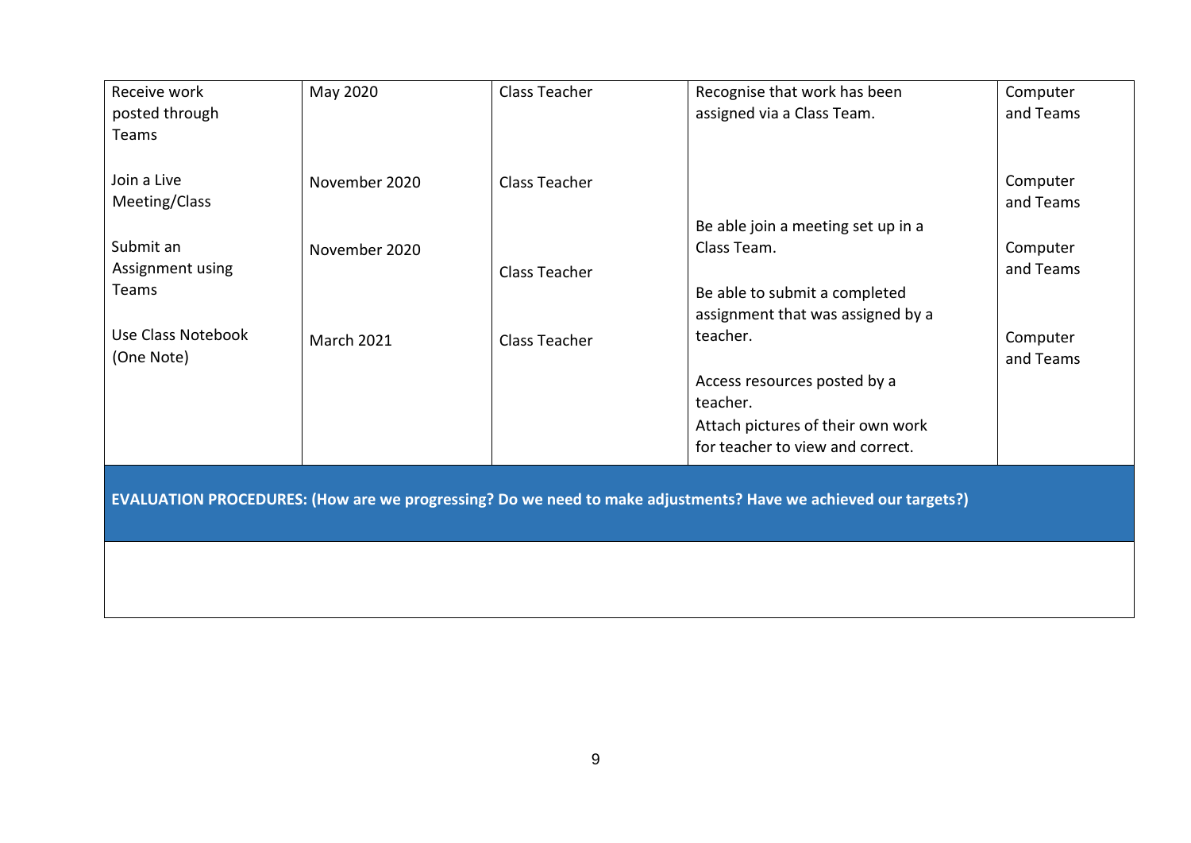| | | | | |
|---|---|---|---|---|
| Receive work posted through Teams | May 2020 | Class Teacher | Recognise that work has been assigned via a Class Team. | Computer and Teams |
| Join a Live Meeting/Class | November 2020 | Class Teacher | Be able join a meeting set up in a Class Team. | Computer and Teams |
| Submit an Assignment using Teams | November 2020 | Class Teacher | Be able to submit a completed assignment that was assigned by a teacher. | Computer and Teams |
| Use Class Notebook (One Note) | March 2021 | Class Teacher | Access resources posted by a teacher.<br>Attach pictures of their own work for teacher to view and correct. | Computer and Teams |

| EVALUATION PROCEDURES: (How are we progressing? Do we need to make adjustments? Have we achieved our targets?) |
|---|
| |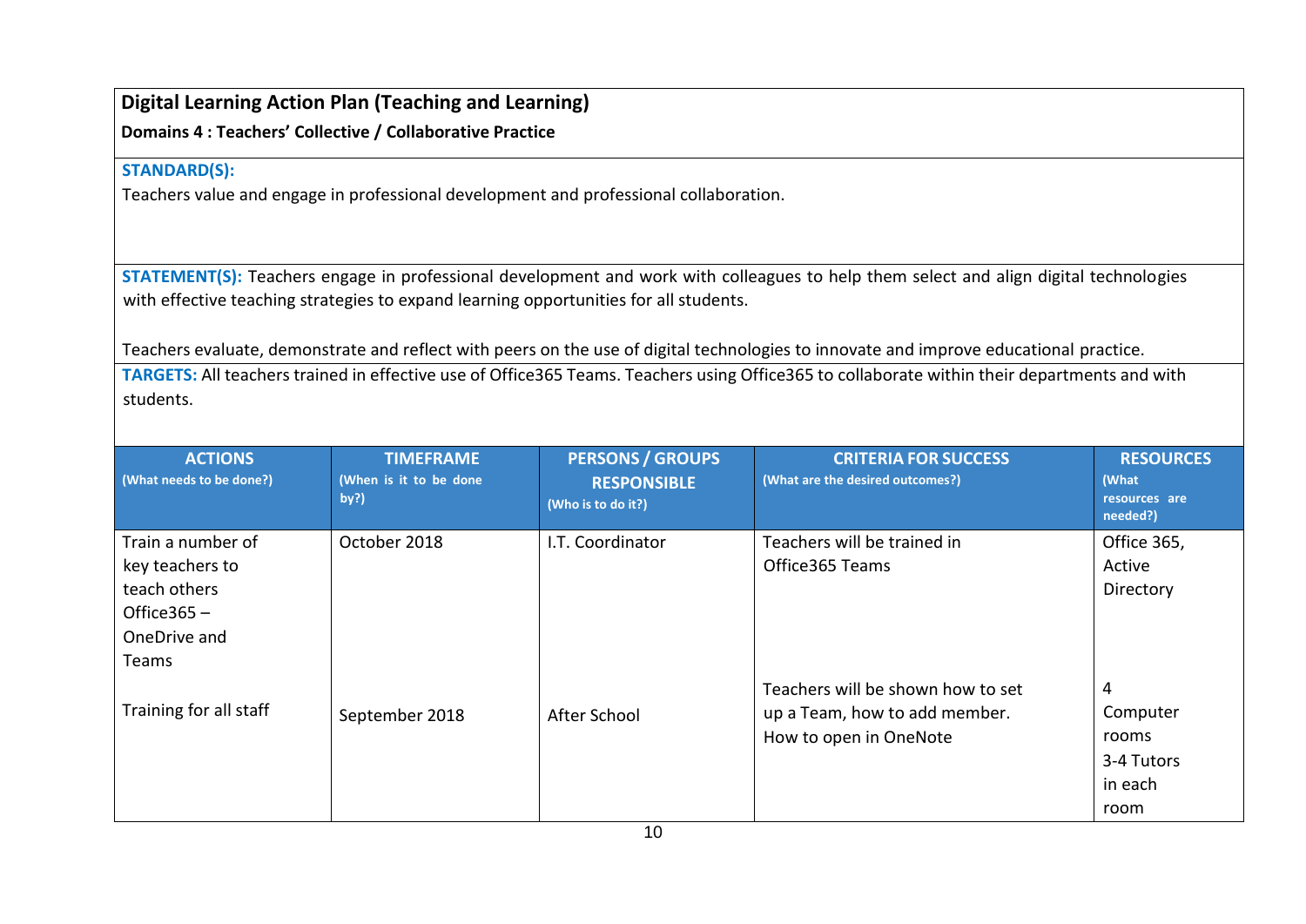**Digital Learning Action Plan (Teaching and Learning)**

**Domains 4 : Teachers' Collective / Collaborative Practice**

**STANDARD(S):**

Teachers value and engage in professional development and professional collaboration.

**STATEMENT(S):** Teachers engage in professional development and work with colleagues to help them select and align digital technologies with effective teaching strategies to expand learning opportunities for all students.

Teachers evaluate, demonstrate and reflect with peers on the use of digital technologies to innovate and improve educational practice.

**TARGETS:** All teachers trained in effective use of Office365 Teams. Teachers using Office365 to collaborate within their departments and with students.

| **ACTIONS** (What needs to be done?) | **TIMEFRAME** (When is it to be done by?) | **PERSONS / GROUPS RESPONSIBLE** (Who is to do it?) | **CRITERIA FOR SUCCESS** (What are the desired outcomes?) | **RESOURCES** (What resources are needed?) |
|---|---|---|---|---|
| Train a number of key teachers to teach others Office365 – OneDrive and Teams | October 2018 | I.T. Coordinator | Teachers will be trained in Office365 Teams | Office 365, Active Directory |
| Training for all staff | September 2018 | After School | Teachers will be shown how to set up a Team, how to add member. How to open in OneNote | 4 Computer rooms 3-4 Tutors in each room |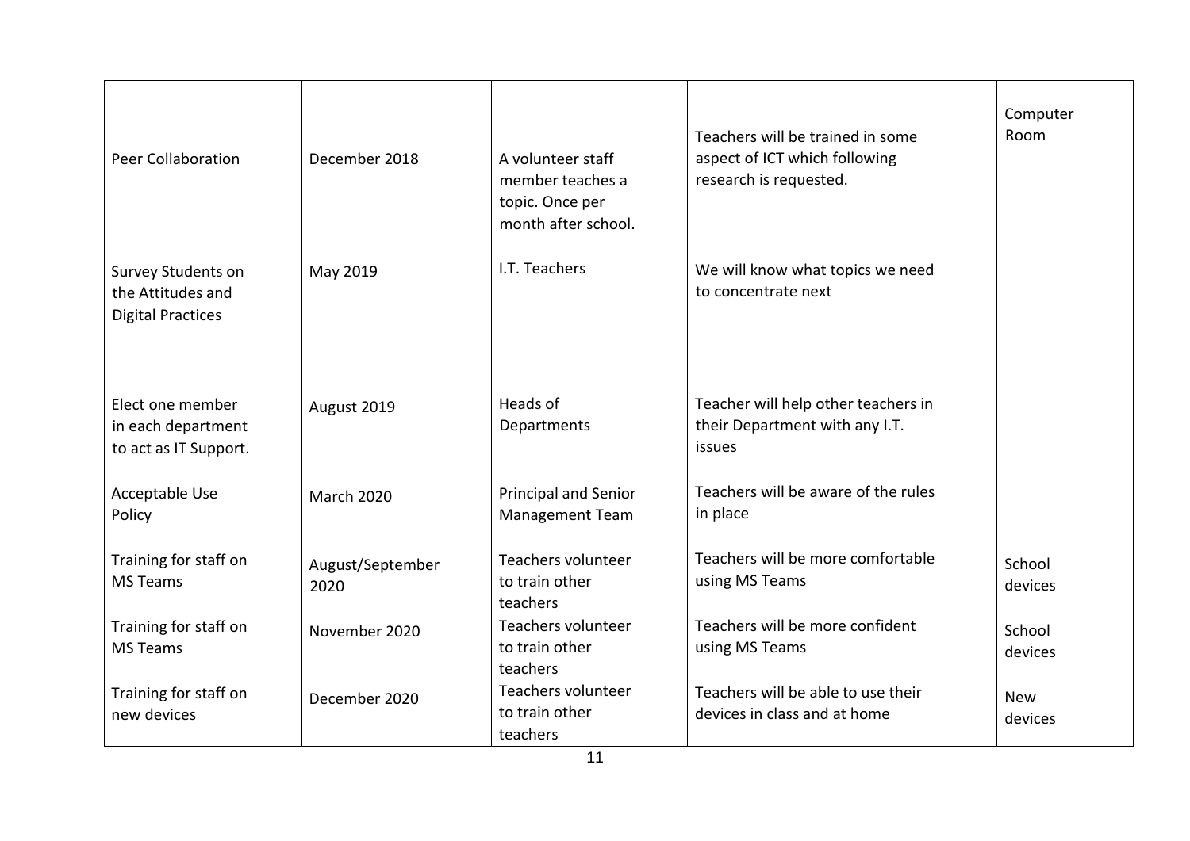| | | | | |
|---|---|---|---|---|
| Peer Collaboration | December 2018 | A volunteer staff member teaches a topic. Once per month after school. | Teachers will be trained in some aspect of ICT which following research is requested. | Computer Room |
| Survey Students on the Attitudes and Digital Practices | May 2019 | I.T. Teachers | We will know what topics we need to concentrate next | |
| Elect one member in each department to act as IT Support. | August 2019 | Heads of Departments | Teacher will help other teachers in their Department with any I.T. issues | |
| Acceptable Use Policy | March 2020 | Principal and Senior Management Team | Teachers will be aware of the rules in place | |
| Training for staff on MS Teams | August/September 2020 | Teachers volunteer to train other teachers | Teachers will be more comfortable using MS Teams | School devices |
| Training for staff on MS Teams | November 2020 | Teachers volunteer to train other teachers | Teachers will be more confident using MS Teams | School devices |
| Training for staff on new devices | December 2020 | Teachers volunteer to train other teachers | Teachers will be able to use their devices in class and at home | New devices |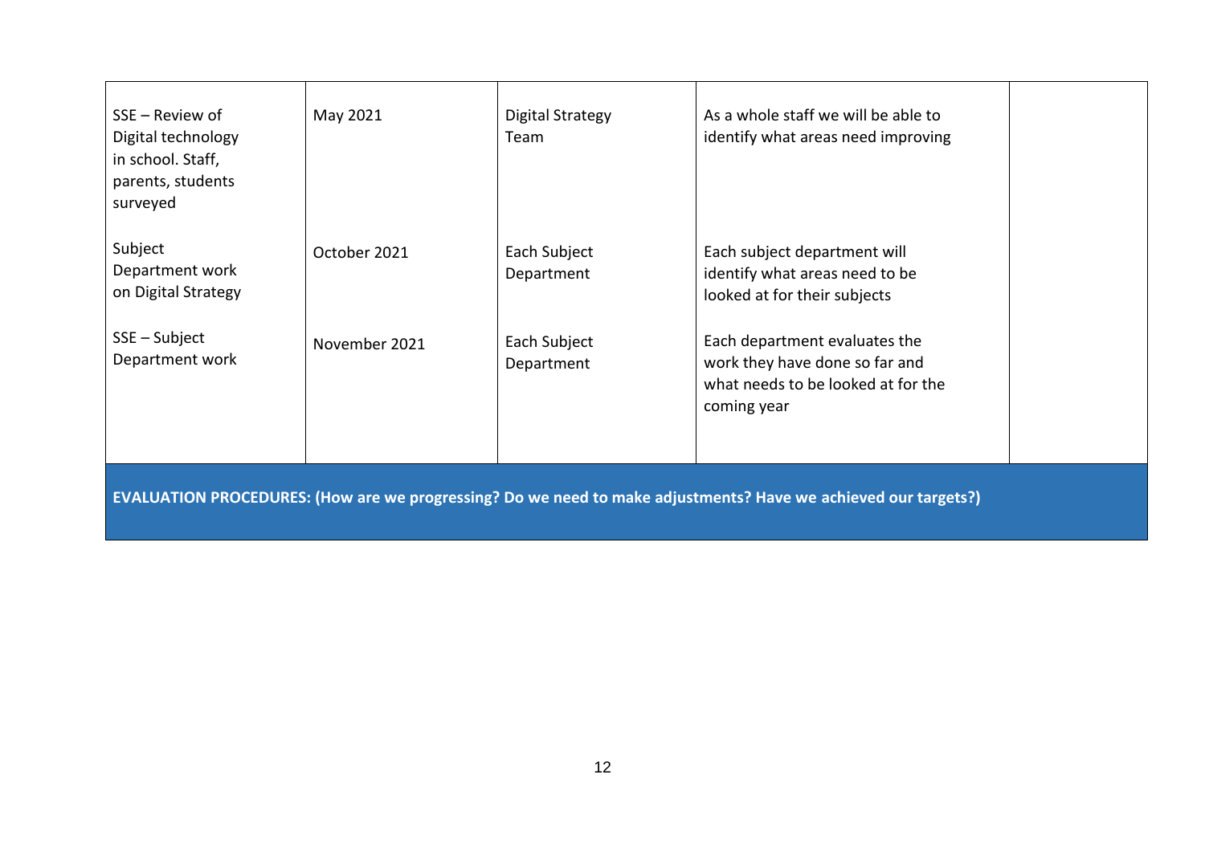| | | | | |
|---|---|---|---|---|
| SSE – Review of Digital technology in school. Staff, parents, students surveyed | May 2021 | Digital Strategy Team | As a whole staff we will be able to identify what areas need improving | |
| Subject Department work on Digital Strategy | October 2021 | Each Subject Department | Each subject department will identify what areas need to be looked at for their subjects | |
| SSE – Subject Department work | November 2021 | Each Subject Department | Each department evaluates the work they have done so far and what needs to be looked at for the coming year | |

**EVALUATION PROCEDURES: (How are we progressing? Do we need to make adjustments? Have we achieved our targets?)**